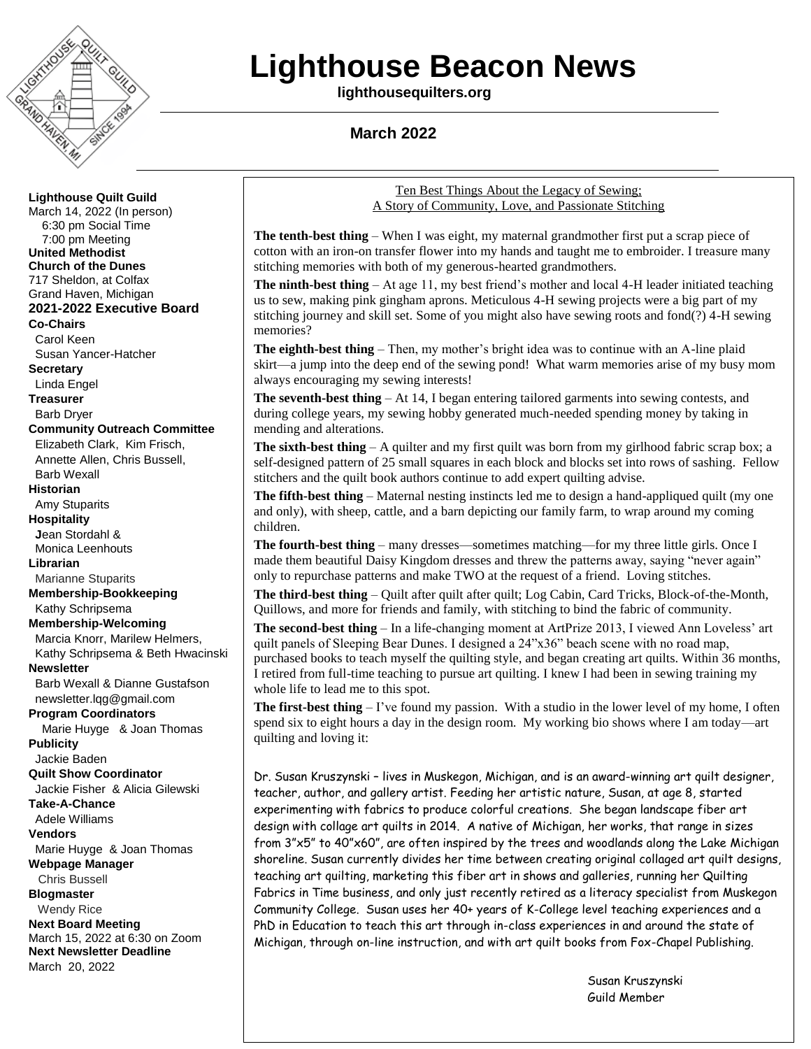# Lighthouse Beacon News

**lighthousequilters.org**

**March 2022**

**Lighthouse Quilt Guild**
March 14, 2022 (In person)
6:30 pm Social Time
7:00 pm Meeting
**United Methodist Church of the Dunes**
717 Sheldon, at Colfax
Grand Haven, Michigan

**2021-2022 Executive Board**

**Co-Chairs**
Carol Keen
Susan Yancer-Hatcher

**Secretary**
Linda Engel

**Treasurer**
Barb Dryer

**Community Outreach Committee**
Elizabeth Clark, Kim Frisch, Annette Allen, Chris Bussell, Barb Wexall

**Historian**
Amy Stuparits

**Hospitality**
Jean Stordahl & Monica Leenhouts

**Librarian**
Marianne Stuparits

**Membership-Bookkeeping**
Kathy Schripsema

**Membership-Welcoming**
Marcia Knorr, Marilew Helmers, Kathy Schripsema & Beth Hwacinski

**Newsletter**
Barb Wexall & Dianne Gustafson
newsletter.lqg@gmail.com

**Program Coordinators**
Marie Huyge & Joan Thomas

**Publicity**
Jackie Baden

**Quilt Show Coordinator**
Jackie Fisher & Alicia Gilewski

**Take-A-Chance**
Adele Williams

**Vendors**
Marie Huyge & Joan Thomas

**Webpage Manager**
Chris Bussell

**Blogmaster**
Wendy Rice

**Next Board Meeting**
March 15, 2022 at 6:30 on Zoom

**Next Newsletter Deadline**
March 20, 2022

---

## Ten Best Things About the Legacy of Sewing; A Story of Community, Love, and Passionate Stitching

**The tenth-best thing** – When I was eight, my maternal grandmother first put a scrap piece of cotton with an iron-on transfer flower into my hands and taught me to embroider. I treasure many stitching memories with both of my generous-hearted grandmothers.

**The ninth-best thing** – At age 11, my best friend's mother and local 4-H leader initiated teaching us to sew, making pink gingham aprons. Meticulous 4-H sewing projects were a big part of my stitching journey and skill set. Some of you might also have sewing roots and fond(?) 4-H sewing memories?

**The eighth-best thing** – Then, my mother's bright idea was to continue with an A-line plaid skirt—a jump into the deep end of the sewing pond! What warm memories arise of my busy mom always encouraging my sewing interests!

**The seventh-best thing** – At 14, I began entering tailored garments into sewing contests, and during college years, my sewing hobby generated much-needed spending money by taking in mending and alterations.

**The sixth-best thing** – A quilter and my first quilt was born from my girlhood fabric scrap box; a self-designed pattern of 25 small squares in each block and blocks set into rows of sashing. Fellow stitchers and the quilt book authors continue to add expert quilting advise.

**The fifth-best thing** – Maternal nesting instincts led me to design a hand-appliqued quilt (my one and only), with sheep, cattle, and a barn depicting our family farm, to wrap around my coming children.

**The fourth-best thing** – many dresses—sometimes matching—for my three little girls. Once I made them beautiful Daisy Kingdom dresses and threw the patterns away, saying "never again" only to repurchase patterns and make TWO at the request of a friend. Loving stitches.

**The third-best thing** – Quilt after quilt after quilt; Log Cabin, Card Tricks, Block-of-the-Month, Quillows, and more for friends and family, with stitching to bind the fabric of community.

**The second-best thing** – In a life-changing moment at ArtPrize 2013, I viewed Ann Loveless' art quilt panels of Sleeping Bear Dunes. I designed a 24"x36" beach scene with no road map, purchased books to teach myself the quilting style, and began creating art quilts. Within 36 months, I retired from full-time teaching to pursue art quilting. I knew I had been in sewing training my whole life to lead me to this spot.

**The first-best thing** – I've found my passion. With a studio in the lower level of my home, I often spend six to eight hours a day in the design room. My working bio shows where I am today—art quilting and loving it:

Dr. Susan Kruszynski – lives in Muskegon, Michigan, and is an award-winning art quilt designer, teacher, author, and gallery artist. Feeding her artistic nature, Susan, at age 8, started experimenting with fabrics to produce colorful creations. She began landscape fiber art design with collage art quilts in 2014. A native of Michigan, her works, that range in sizes from 3"x5" to 40"x60", are often inspired by the trees and woodlands along the Lake Michigan shoreline. Susan currently divides her time between creating original collaged art quilt designs, teaching art quilting, marketing this fiber art in shows and galleries, running her Quilting Fabrics in Time business, and only just recently retired as a literacy specialist from Muskegon Community College. Susan uses her 40+ years of K-College level teaching experiences and a PhD in Education to teach this art through in-class experiences in and around the state of Michigan, through on-line instruction, and with art quilt books from Fox-Chapel Publishing.

Susan Kruszynski
Guild Member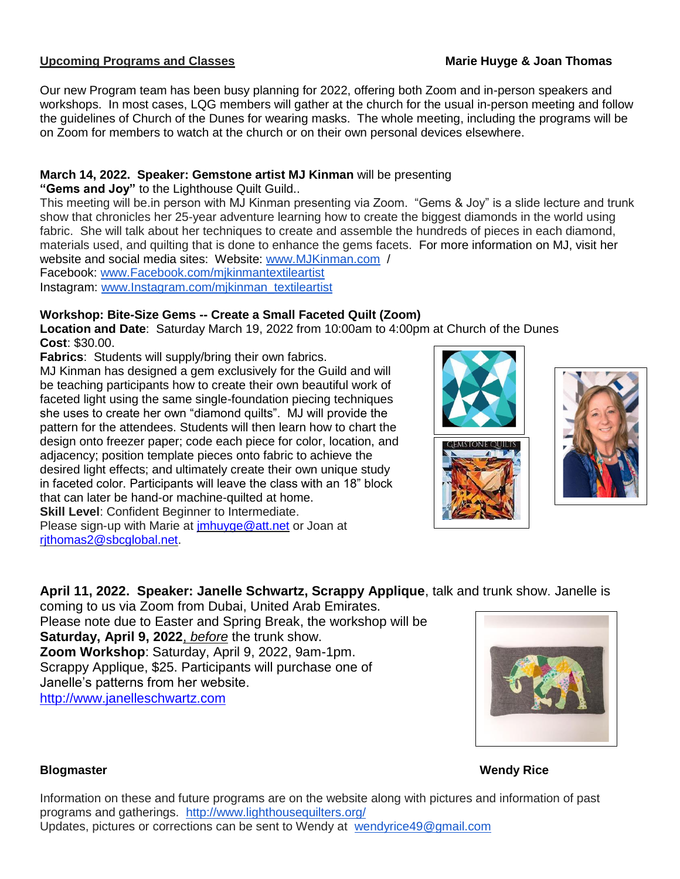## Upcoming Programs and Classes

**Marie Huyge & Joan Thomas**

Our new Program team has been busy planning for 2022, offering both Zoom and in-person speakers and workshops. In most cases, LQG members will gather at the church for the usual in-person meeting and follow the guidelines of Church of the Dunes for wearing masks. The whole meeting, including the programs will be on Zoom for members to watch at the church or on their own personal devices elsewhere.

**March 14, 2022. Speaker: Gemstone artist MJ Kinman** will be presenting **"Gems and Joy"** to the Lighthouse Quilt Guild..

This meeting will be.in person with MJ Kinman presenting via Zoom. "Gems & Joy" is a slide lecture and trunk show that chronicles her 25-year adventure learning how to create the biggest diamonds in the world using fabric. She will talk about her techniques to create and assemble the hundreds of pieces in each diamond, materials used, and quilting that is done to enhance the gems facets. For more information on MJ, visit her website and social media sites: Website: www.MJKinman.com /
Facebook: www.Facebook.com/mjkinmantextileartist
Instagram: www.Instagram.com/mjkinman_textileartist

**Workshop: Bite-Size Gems -- Create a Small Faceted Quilt (Zoom)**
**Location and Date**: Saturday March 19, 2022 from 10:00am to 4:00pm at Church of the Dunes
**Cost**: $30.00.
**Fabrics**: Students will supply/bring their own fabrics.
MJ Kinman has designed a gem exclusively for the Guild and will be teaching participants how to create their own beautiful work of faceted light using the same single-foundation piecing techniques she uses to create her own "diamond quilts". MJ will provide the pattern for the attendees. Students will then learn how to chart the design onto freezer paper; code each piece for color, location, and adjacency; position template pieces onto fabric to achieve the desired light effects; and ultimately create their own unique study in faceted color. Participants will leave the class with an 18" block that can later be hand-or machine-quilted at home.
**Skill Level**: Confident Beginner to Intermediate.
Please sign-up with Marie at jmhuyge@att.net or Joan at rjthomas2@sbcglobal.net.

**April 11, 2022. Speaker: Janelle Schwartz, Scrappy Applique**, talk and trunk show. Janelle is coming to us via Zoom from Dubai, United Arab Emirates.
Please note due to Easter and Spring Break, the workshop will be **Saturday, April 9, 2022**, *before* the trunk show.
**Zoom Workshop**: Saturday, April 9, 2022, 9am-1pm.
Scrappy Applique, $25. Participants will purchase one of Janelle's patterns from her website.
http://www.janelleschwartz.com

## Blogmaster

**Wendy Rice**

Information on these and future programs are on the website along with pictures and information of past programs and gatherings. http://www.lighthousequilters.org/
Updates, pictures or corrections can be sent to Wendy at wendyrice49@gmail.com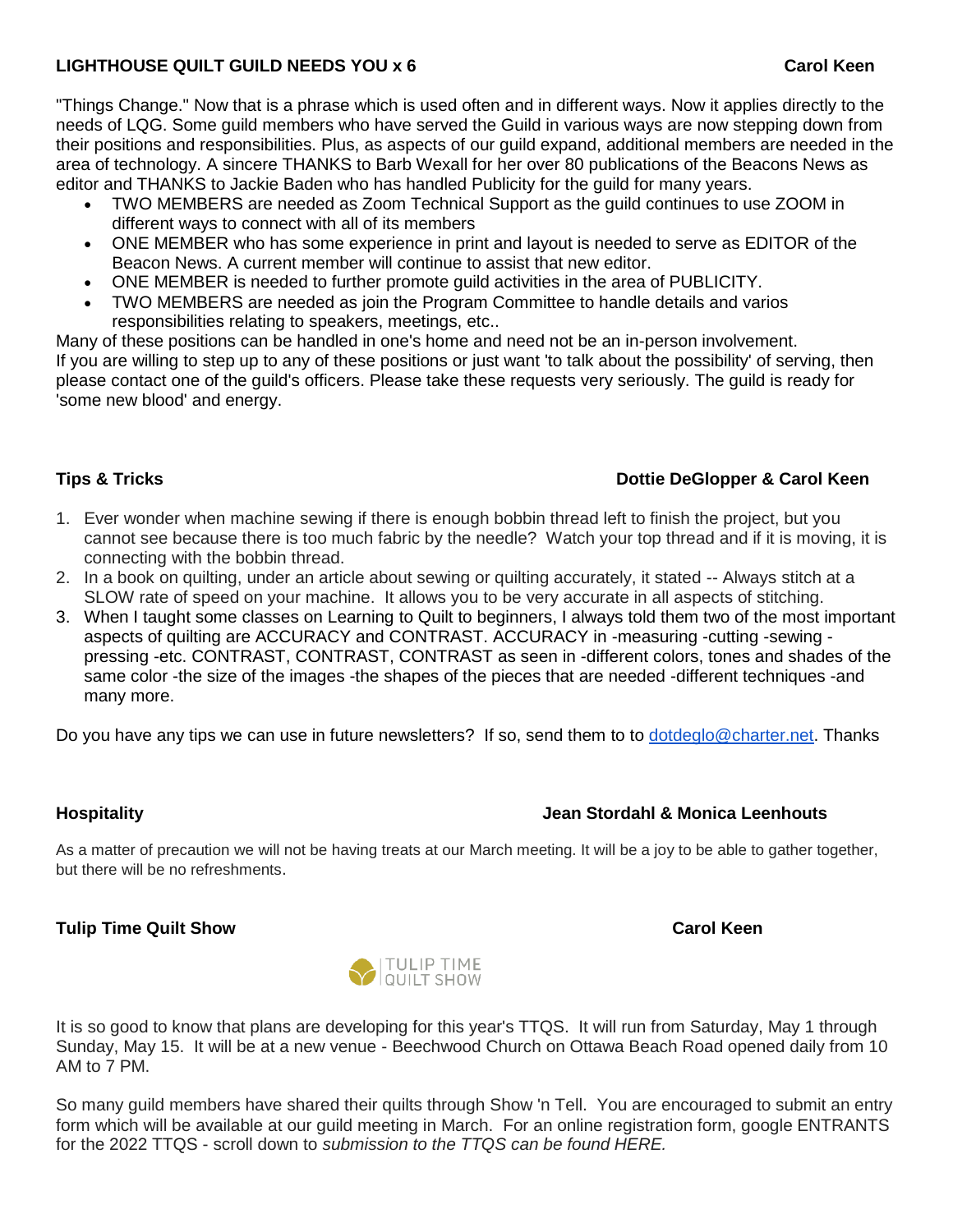## LIGHTHOUSE QUILT GUILD NEEDS YOU x 6

**Carol Keen**

"Things Change." Now that is a phrase which is used often and in different ways. Now it applies directly to the needs of LQG. Some guild members who have served the Guild in various ways are now stepping down from their positions and responsibilities. Plus, as aspects of our guild expand, additional members are needed in the area of technology. A sincere THANKS to Barb Wexall for her over 80 publications of the Beacons News as editor and THANKS to Jackie Baden who has handled Publicity for the guild for many years.

- TWO MEMBERS are needed as Zoom Technical Support as the guild continues to use ZOOM in different ways to connect with all of its members
- ONE MEMBER who has some experience in print and layout is needed to serve as EDITOR of the Beacon News. A current member will continue to assist that new editor.
- ONE MEMBER is needed to further promote guild activities in the area of PUBLICITY.
- TWO MEMBERS are needed as join the Program Committee to handle details and varios responsibilities relating to speakers, meetings, etc..

Many of these positions can be handled in one's home and need not be an in-person involvement.
If you are willing to step up to any of these positions or just want 'to talk about the possibility' of serving, then please contact one of the guild's officers. Please take these requests very seriously. The guild is ready for 'some new blood' and energy.

## Tips & Tricks

**Dottie DeGlopper & Carol Keen**

1. Ever wonder when machine sewing if there is enough bobbin thread left to finish the project, but you cannot see because there is too much fabric by the needle? Watch your top thread and if it is moving, it is connecting with the bobbin thread.
2. In a book on quilting, under an article about sewing or quilting accurately, it stated -- Always stitch at a SLOW rate of speed on your machine. It allows you to be very accurate in all aspects of stitching.
3. When I taught some classes on Learning to Quilt to beginners, I always told them two of the most important aspects of quilting are ACCURACY and CONTRAST. ACCURACY in -measuring -cutting -sewing -pressing -etc. CONTRAST, CONTRAST, CONTRAST as seen in -different colors, tones and shades of the same color -the size of the images -the shapes of the pieces that are needed -different techniques -and many more.

Do you have any tips we can use in future newsletters? If so, send them to to dotdeglo@charter.net. Thanks

## Hospitality

**Jean Stordahl & Monica Leenhouts**

As a matter of precaution we will not be having treats at our March meeting. It will be a joy to be able to gather together, but there will be no refreshments.

## Tulip Time Quilt Show

**Carol Keen**

TULIP TIME QUILT SHOW

It is so good to know that plans are developing for this year's TTQS. It will run from Saturday, May 1 through Sunday, May 15. It will be at a new venue - Beechwood Church on Ottawa Beach Road opened daily from 10 AM to 7 PM.

So many guild members have shared their quilts through Show 'n Tell. You are encouraged to submit an entry form which will be available at our guild meeting in March. For an online registration form, google ENTRANTS for the 2022 TTQS - scroll down to *submission to the TTQS can be found HERE.*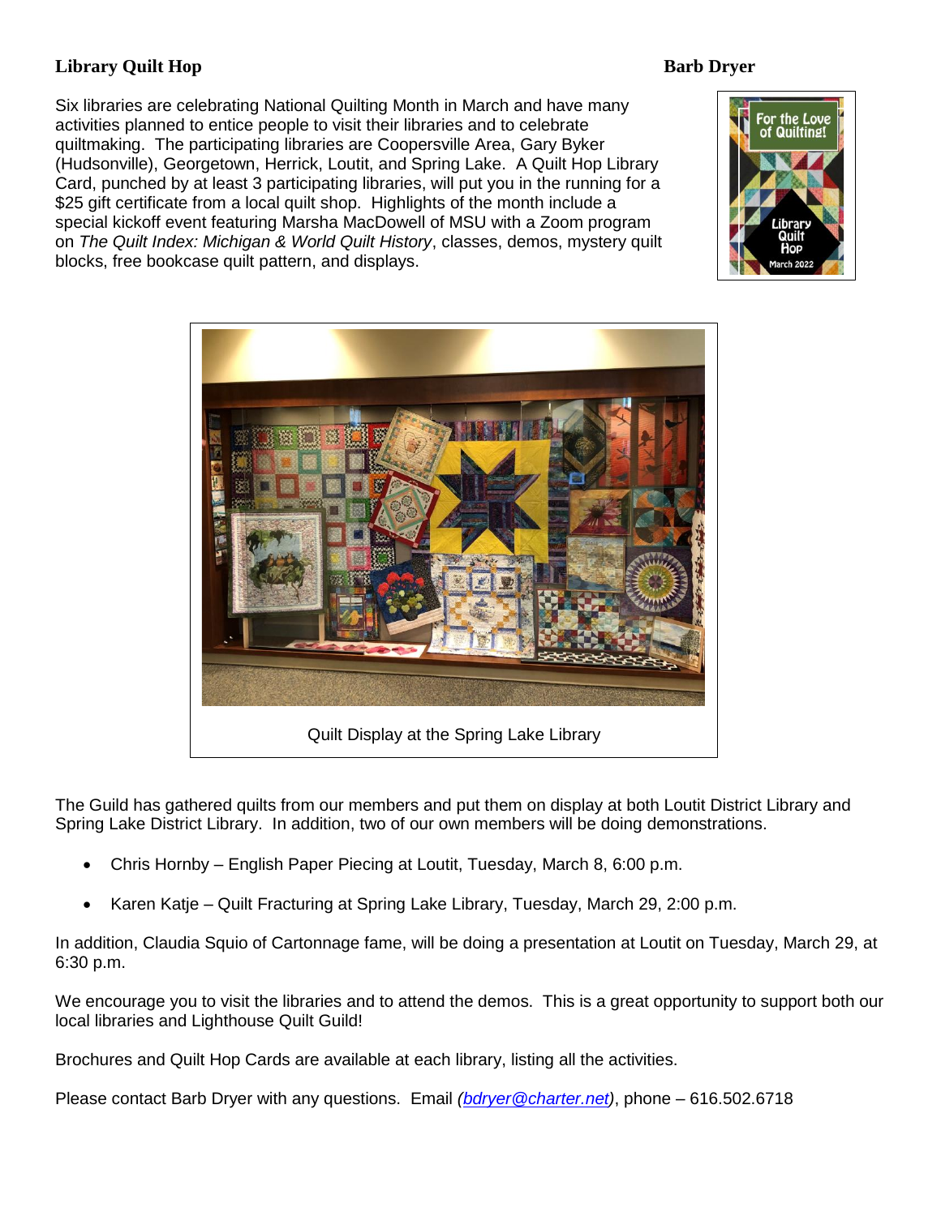**Library Quilt Hop** **Barb Dryer**

Six libraries are celebrating National Quilting Month in March and have many activities planned to entice people to visit their libraries and to celebrate quiltmaking. The participating libraries are Coopersville Area, Gary Byker (Hudsonville), Georgetown, Herrick, Loutit, and Spring Lake. A Quilt Hop Library Card, punched by at least 3 participating libraries, will put you in the running for a $25 gift certificate from a local quilt shop. Highlights of the month include a special kickoff event featuring Marsha MacDowell of MSU with a Zoom program on *The Quilt Index: Michigan & World Quilt History*, classes, demos, mystery quilt blocks, free bookcase quilt pattern, and displays.

Quilt Display at the Spring Lake Library

The Guild has gathered quilts from our members and put them on display at both Loutit District Library and Spring Lake District Library. In addition, two of our own members will be doing demonstrations.

- Chris Hornby – English Paper Piecing at Loutit, Tuesday, March 8, 6:00 p.m.
- Karen Katje – Quilt Fracturing at Spring Lake Library, Tuesday, March 29, 2:00 p.m.

In addition, Claudia Squio of Cartonnage fame, will be doing a presentation at Loutit on Tuesday, March 29, at 6:30 p.m.

We encourage you to visit the libraries and to attend the demos. This is a great opportunity to support both our local libraries and Lighthouse Quilt Guild!

Brochures and Quilt Hop Cards are available at each library, listing all the activities.

Please contact Barb Dryer with any questions. Email *(bdryer@charter.net)*, phone – 616.502.6718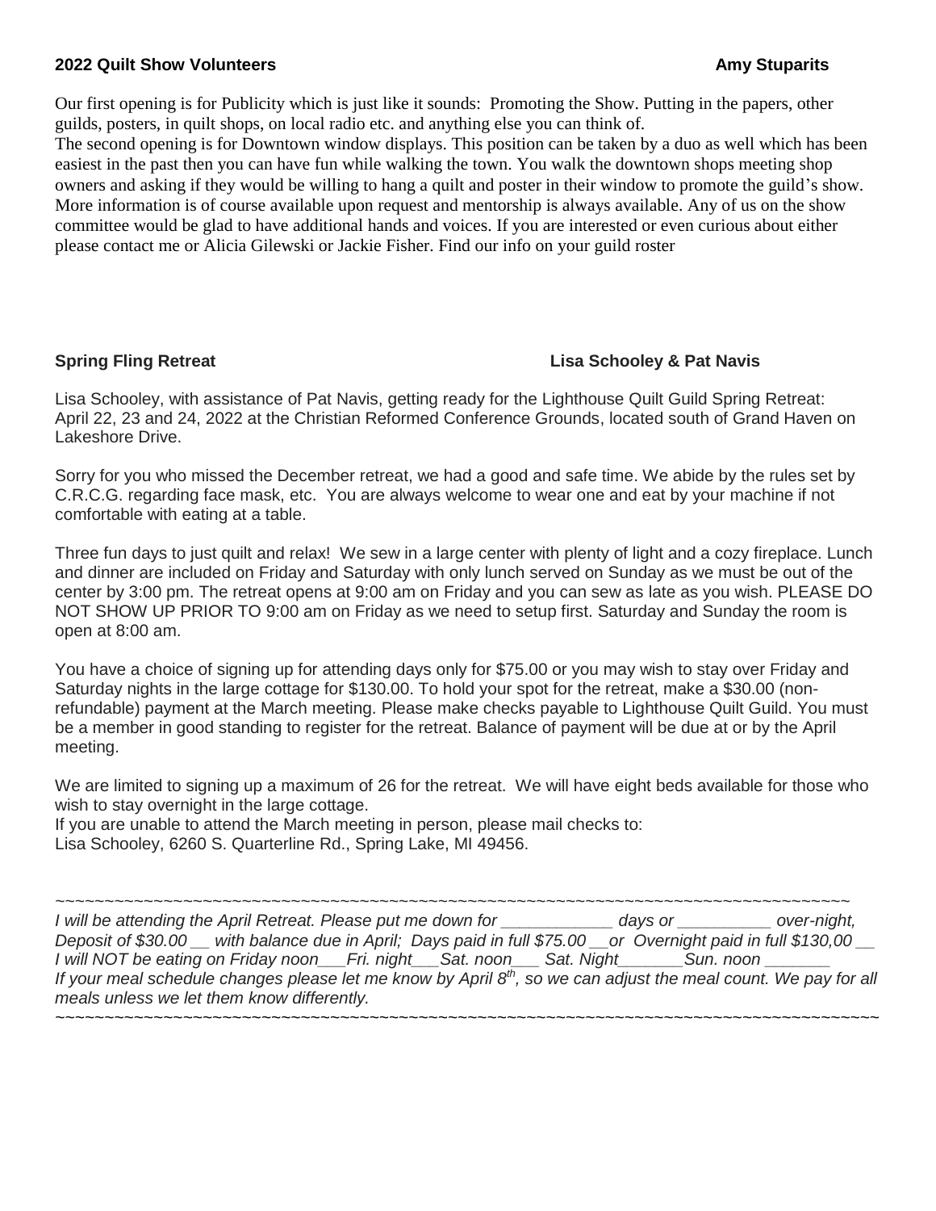**2022 Quilt Show Volunteers** **Amy Stuparits**

Our first opening is for Publicity which is just like it sounds: Promoting the Show. Putting in the papers, other guilds, posters, in quilt shops, on local radio etc. and anything else you can think of.
The second opening is for Downtown window displays. This position can be taken by a duo as well which has been easiest in the past then you can have fun while walking the town. You walk the downtown shops meeting shop owners and asking if they would be willing to hang a quilt and poster in their window to promote the guild's show. More information is of course available upon request and mentorship is always available. Any of us on the show committee would be glad to have additional hands and voices. If you are interested or even curious about either please contact me or Alicia Gilewski or Jackie Fisher. Find our info on your guild roster

**Spring Fling Retreat** **Lisa Schooley & Pat Navis**

Lisa Schooley, with assistance of Pat Navis, getting ready for the Lighthouse Quilt Guild Spring Retreat: April 22, 23 and 24, 2022 at the Christian Reformed Conference Grounds, located south of Grand Haven on Lakeshore Drive.

Sorry for you who missed the December retreat, we had a good and safe time. We abide by the rules set by C.R.C.G. regarding face mask, etc. You are always welcome to wear one and eat by your machine if not comfortable with eating at a table.

Three fun days to just quilt and relax! We sew in a large center with plenty of light and a cozy fireplace. Lunch and dinner are included on Friday and Saturday with only lunch served on Sunday as we must be out of the center by 3:00 pm. The retreat opens at 9:00 am on Friday and you can sew as late as you wish. PLEASE DO NOT SHOW UP PRIOR TO 9:00 am on Friday as we need to setup first. Saturday and Sunday the room is open at 8:00 am.

You have a choice of signing up for attending days only for $75.00 or you may wish to stay over Friday and Saturday nights in the large cottage for $130.00. To hold your spot for the retreat, make a $30.00 (non-refundable) payment at the March meeting. Please make checks payable to Lighthouse Quilt Guild. You must be a member in good standing to register for the retreat. Balance of payment will be due at or by the April meeting.

We are limited to signing up a maximum of 26 for the retreat. We will have eight beds available for those who wish to stay overnight in the large cottage.
If you are unable to attend the March meeting in person, please mail checks to:
Lisa Schooley, 6260 S. Quarterline Rd., Spring Lake, MI 49456.

~~~~~~~~~~~~~~~~~~~~~~~~~~~~~~~~~~~~~~~~~~~~~~~~~~~~~~~~~~~~~~~~~~~~~~~~~~~~~~~~

*I will be attending the April Retreat. Please put me down for ____________ days or __________ over-night, Deposit of $30.00 __ with balance due in April; Days paid in full $75.00 __or Overnight paid in full $130,00 __*
*I will NOT be eating on Friday noon___Fri. night___Sat. noon___ Sat. Night_______Sun. noon _______*
*If your meal schedule changes please let me know by April 8th, so we can adjust the meal count. We pay for all meals unless we let them know differently.*

~~~~~~~~~~~~~~~~~~~~~~~~~~~~~~~~~~~~~~~~~~~~~~~~~~~~~~~~~~~~~~~~~~~~~~~~~~~~~~~~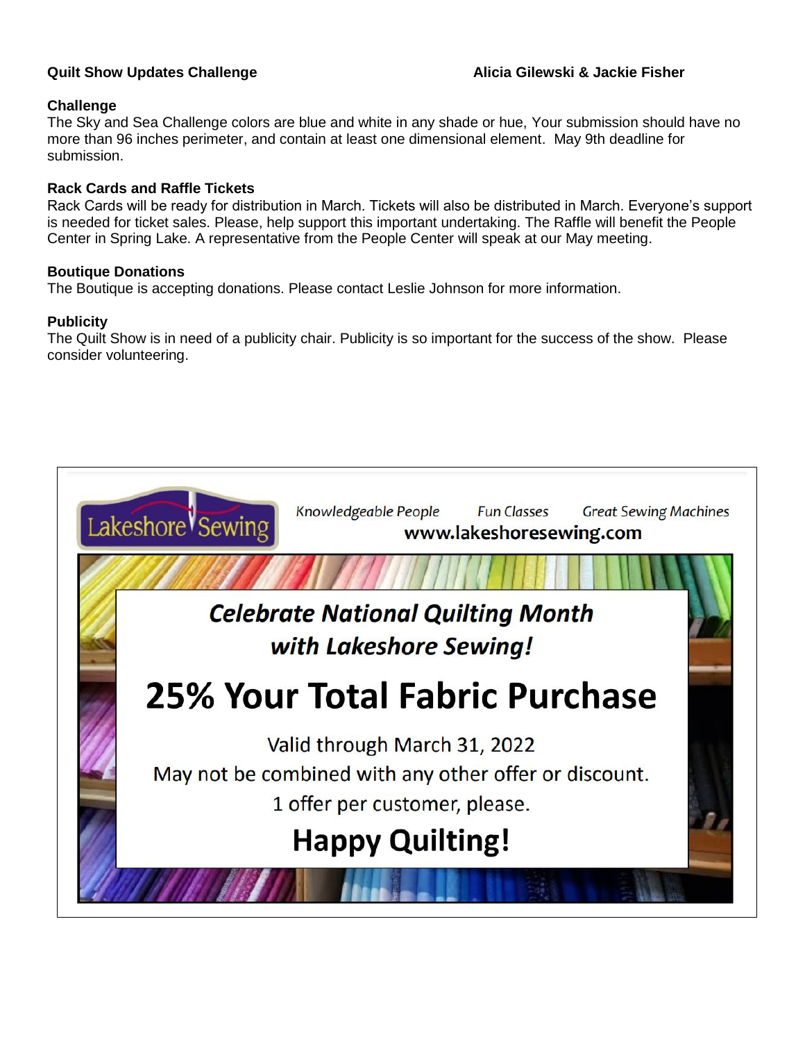**Quilt Show Updates Challenge** **Alicia Gilewski & Jackie Fisher**

**Challenge**

The Sky and Sea Challenge colors are blue and white in any shade or hue, Your submission should have no more than 96 inches perimeter, and contain at least one dimensional element. May 9th deadline for submission.

**Rack Cards and Raffle Tickets**

Rack Cards will be ready for distribution in March. Tickets will also be distributed in March. Everyone's support is needed for ticket sales. Please, help support this important undertaking. The Raffle will benefit the People Center in Spring Lake. A representative from the People Center will speak at our May meeting.

**Boutique Donations**

The Boutique is accepting donations. Please contact Leslie Johnson for more information.

**Publicity**

The Quilt Show is in need of a publicity chair. Publicity is so important for the success of the show. Please consider volunteering.

Lakeshore Sewing

*Knowledgeable People* *Fun Classes* *Great Sewing Machines*

**www.lakeshoresewing.com**

***Celebrate National Quilting Month with Lakeshore Sewing!***

# 25% Your Total Fabric Purchase

Valid through March 31, 2022

May not be combined with any other offer or discount.

1 offer per customer, please.

**Happy Quilting!**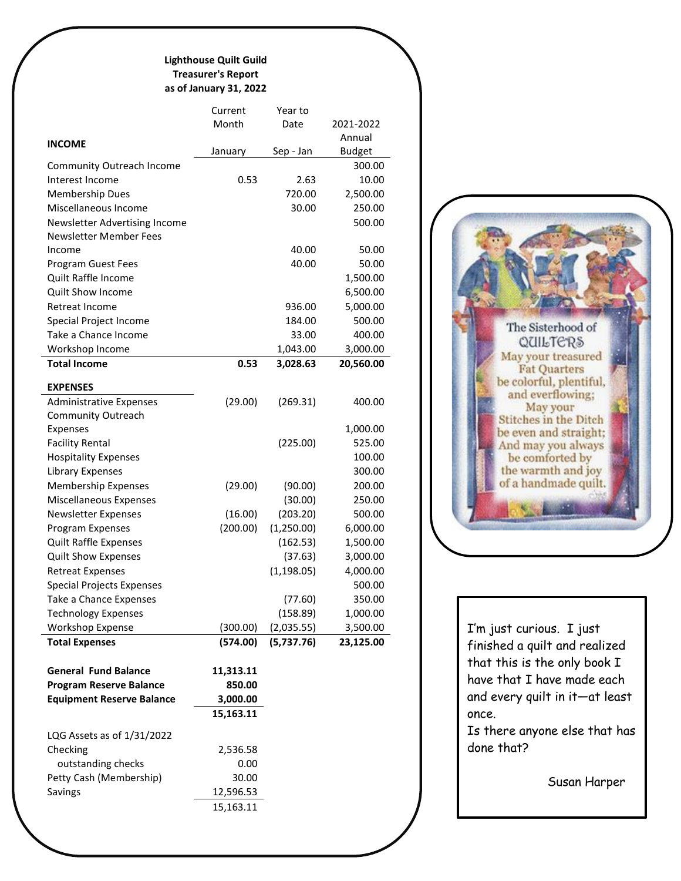**Lighthouse Quilt Guild**
**Treasurer's Report**
**as of January 31, 2022**

| INCOME | Current Month January | Year to Date Sep - Jan | 2021-2022 Annual Budget |
|---|---|---|---|
| Community Outreach Income | | | 300.00 |
| Interest Income | 0.53 | 2.63 | 10.00 |
| Membership Dues | | 720.00 | 2,500.00 |
| Miscellaneous Income | | 30.00 | 250.00 |
| Newsletter Advertising Income | | | 500.00 |
| Newsletter Member Fees Income | | 40.00 | 50.00 |
| Program Guest Fees | | 40.00 | 50.00 |
| Quilt Raffle Income | | | 1,500.00 |
| Quilt Show Income | | | 6,500.00 |
| Retreat Income | | 936.00 | 5,000.00 |
| Special Project Income | | 184.00 | 500.00 |
| Take a Chance Income | | 33.00 | 400.00 |
| Workshop Income | | 1,043.00 | 3,000.00 |
| **Total Income** | **0.53** | **3,028.63** | **20,560.00** |
| **EXPENSES** | | | |
| Administrative Expenses | (29.00) | (269.31) | 400.00 |
| Community Outreach Expenses | | | 1,000.00 |
| Facility Rental | | (225.00) | 525.00 |
| Hospitality Expenses | | | 100.00 |
| Library Expenses | | | 300.00 |
| Membership Expenses | (29.00) | (90.00) | 200.00 |
| Miscellaneous Expenses | | (30.00) | 250.00 |
| Newsletter Expenses | (16.00) | (203.20) | 500.00 |
| Program Expenses | (200.00) | (1,250.00) | 6,000.00 |
| Quilt Raffle Expenses | | (162.53) | 1,500.00 |
| Quilt Show Expenses | | (37.63) | 3,000.00 |
| Retreat Expenses | | (1,198.05) | 4,000.00 |
| Special Projects Expenses | | | 500.00 |
| Take a Chance Expenses | | (77.60) | 350.00 |
| Technology Expenses | | (158.89) | 1,000.00 |
| Workshop Expense | (300.00) | (2,035.55) | 3,500.00 |
| **Total Expenses** | **(574.00)** | **(5,737.76)** | **23,125.00** |

| | |
|---|---|
| **General Fund Balance** | **11,313.11** |
| **Program Reserve Balance** | **850.00** |
| **Equipment Reserve Balance** | **3,000.00** |
| | **15,163.11** |

| LQG Assets as of 1/31/2022 | |
|---|---|
| Checking | 2,536.58 |
| outstanding checks | 0.00 |
| Petty Cash (Membership) | 30.00 |
| Savings | 12,596.53 |
| | 15,163.11 |

The Sisterhood of QUILTERS
May your treasured Fat Quarters be colorful, plentiful, and everflowing;
May your Stitches in the Ditch be even and straight;
And may you always be comforted by the warmth and joy of a handmade quilt.

I'm just curious. I just finished a quilt and realized that this is the only book I have that I have made each and every quilt in it—at least once.
Is there anyone else that has done that?

Susan Harper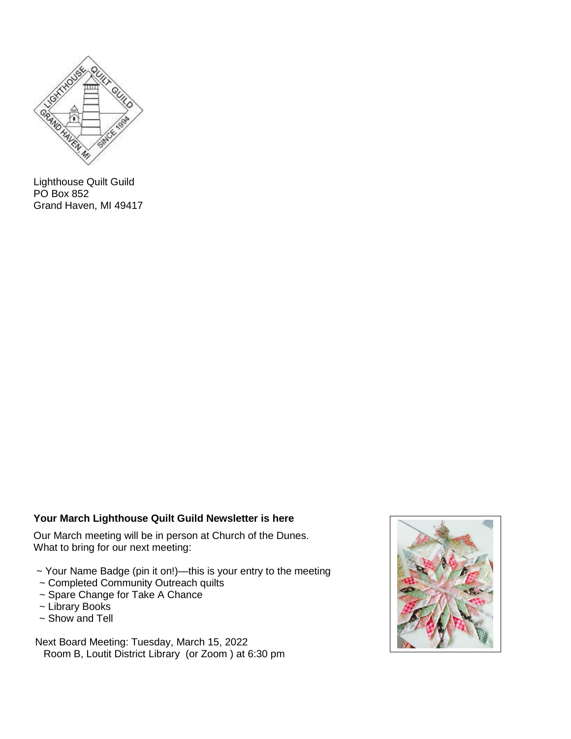Lighthouse Quilt Guild
PO Box 852
Grand Haven, MI 49417

**Your March Lighthouse Quilt Guild Newsletter is here**

Our March meeting will be in person at Church of the Dunes.
What to bring for our next meeting:

- ~ Your Name Badge (pin it on!)—this is your entry to the meeting
- ~ Completed Community Outreach quilts
- ~ Spare Change for Take A Chance
- ~ Library Books
- ~ Show and Tell

Next Board Meeting: Tuesday, March 15, 2022
Room B, Loutit District Library (or Zoom ) at 6:30 pm